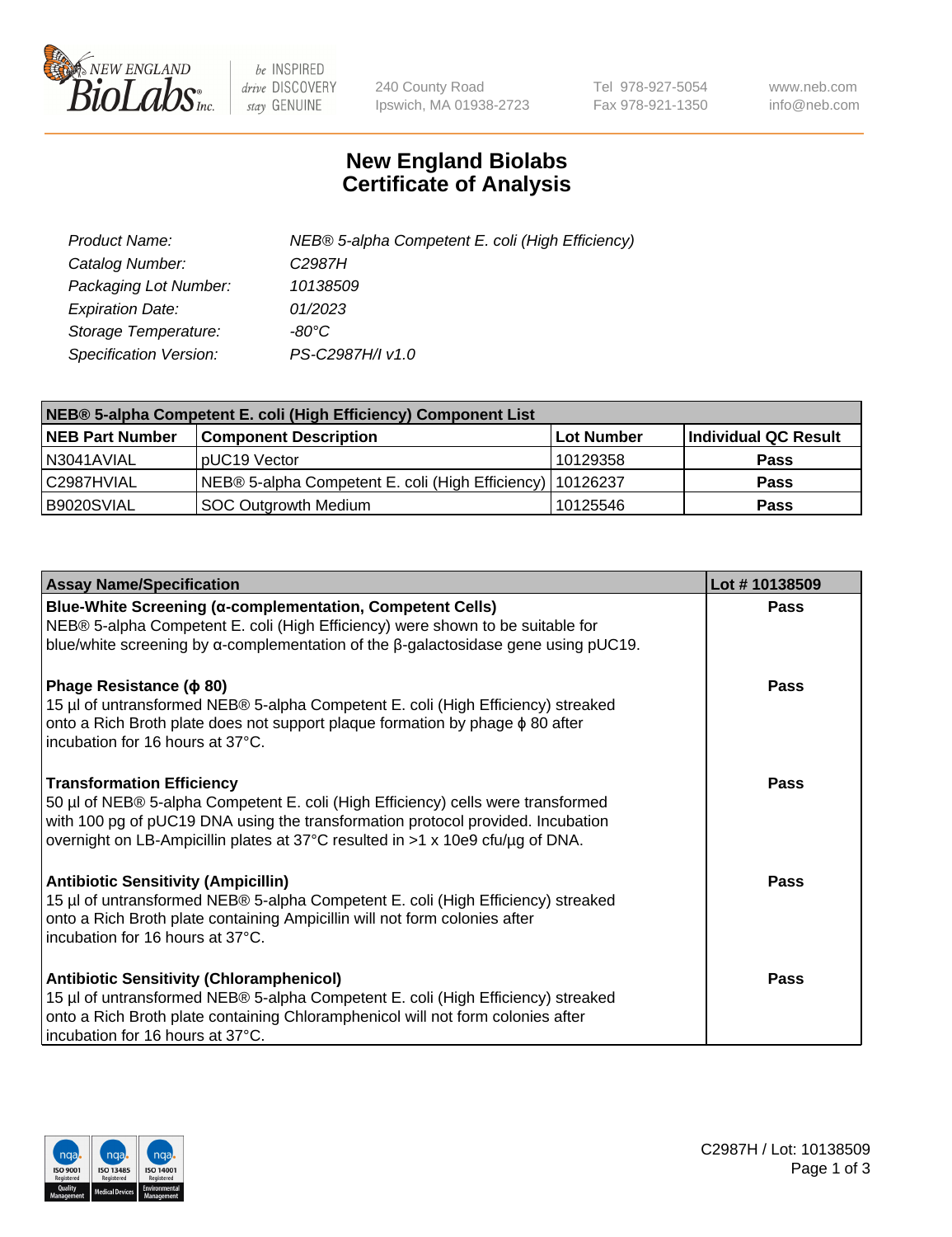240 County Road
Ipswich, MA 01938-2723

Tel 978-927-5054
Fax 978-921-1350

www.neb.com
info@neb.com

# New England Biolabs Certificate of Analysis

| | |
|---|---|
| *Product Name:* | *NEB® 5-alpha Competent E. coli (High Efficiency)* |
| *Catalog Number:* | *C2987H* |
| *Packaging Lot Number:* | *10138509* |
| *Expiration Date:* | *01/2023* |
| *Storage Temperature:* | *-80°C* |
| *Specification Version:* | *PS-C2987H/I v1.0* |

| NEB® 5-alpha Competent E. coli (High Efficiency) Component List | | | |
|---|---|---|---|
| **NEB Part Number** | **Component Description** | **Lot Number** | **Individual QC Result** |
| N3041AVIAL | pUC19 Vector | 10129358 | **Pass** |
| C2987HVIAL | NEB® 5-alpha Competent E. coli (High Efficiency) | 10126237 | **Pass** |
| B9020SVIAL | SOC Outgrowth Medium | 10125546 | **Pass** |

| Assay Name/Specification | Lot # 10138509 |
|---|---|
| **Blue-White Screening (α-complementation, Competent Cells)** NEB® 5-alpha Competent E. coli (High Efficiency) were shown to be suitable for blue/white screening by α-complementation of the β-galactosidase gene using pUC19. | **Pass** |
| **Phage Resistance (ϕ 80)** 15 µl of untransformed NEB® 5-alpha Competent E. coli (High Efficiency) streaked onto a Rich Broth plate does not support plaque formation by phage ϕ 80 after incubation for 16 hours at 37°C. | **Pass** |
| **Transformation Efficiency** 50 µl of NEB® 5-alpha Competent E. coli (High Efficiency) cells were transformed with 100 pg of pUC19 DNA using the transformation protocol provided. Incubation overnight on LB-Ampicillin plates at 37°C resulted in >1 x 10e9 cfu/µg of DNA. | **Pass** |
| **Antibiotic Sensitivity (Ampicillin)** 15 µl of untransformed NEB® 5-alpha Competent E. coli (High Efficiency) streaked onto a Rich Broth plate containing Ampicillin will not form colonies after incubation for 16 hours at 37°C. | **Pass** |
| **Antibiotic Sensitivity (Chloramphenicol)** 15 µl of untransformed NEB® 5-alpha Competent E. coli (High Efficiency) streaked onto a Rich Broth plate containing Chloramphenicol will not form colonies after incubation for 16 hours at 37°C. | **Pass** |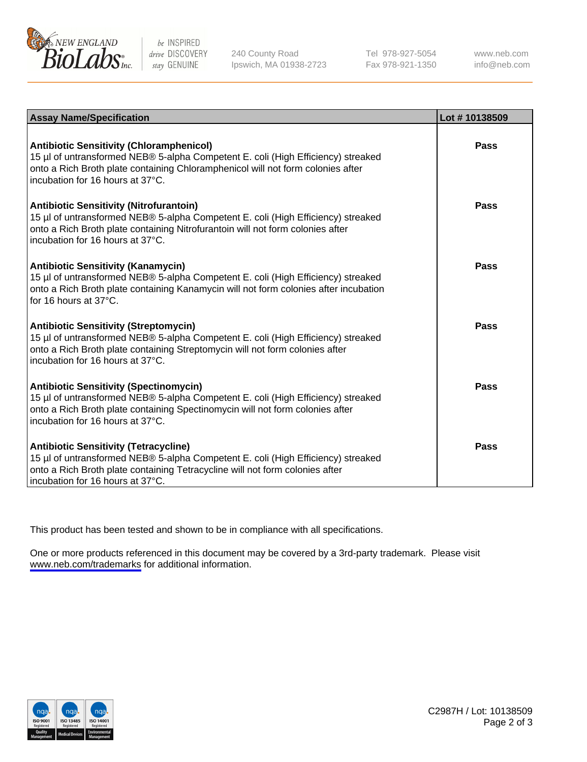| Assay Name/Specification | Lot # 10138509 |
| --- | --- |
| **Antibiotic Sensitivity (Chloramphenicol)**<br>15 µl of untransformed NEB® 5-alpha Competent E. coli (High Efficiency) streaked onto a Rich Broth plate containing Chloramphenicol will not form colonies after incubation for 16 hours at 37°C. | **Pass** |
| **Antibiotic Sensitivity (Nitrofurantoin)**<br>15 µl of untransformed NEB® 5-alpha Competent E. coli (High Efficiency) streaked onto a Rich Broth plate containing Nitrofurantoin will not form colonies after incubation for 16 hours at 37°C. | **Pass** |
| **Antibiotic Sensitivity (Kanamycin)**<br>15 µl of untransformed NEB® 5-alpha Competent E. coli (High Efficiency) streaked onto a Rich Broth plate containing Kanamycin will not form colonies after incubation for 16 hours at 37°C. | **Pass** |
| **Antibiotic Sensitivity (Streptomycin)**<br>15 µl of untransformed NEB® 5-alpha Competent E. coli (High Efficiency) streaked onto a Rich Broth plate containing Streptomycin will not form colonies after incubation for 16 hours at 37°C. | **Pass** |
| **Antibiotic Sensitivity (Spectinomycin)**<br>15 µl of untransformed NEB® 5-alpha Competent E. coli (High Efficiency) streaked onto a Rich Broth plate containing Spectinomycin will not form colonies after incubation for 16 hours at 37°C. | **Pass** |
| **Antibiotic Sensitivity (Tetracycline)**<br>15 µl of untransformed NEB® 5-alpha Competent E. coli (High Efficiency) streaked onto a Rich Broth plate containing Tetracycline will not form colonies after incubation for 16 hours at 37°C. | **Pass** |

This product has been tested and shown to be in compliance with all specifications.

One or more products referenced in this document may be covered by a 3rd-party trademark. Please visit www.neb.com/trademarks for additional information.

C2987H / Lot: 10138509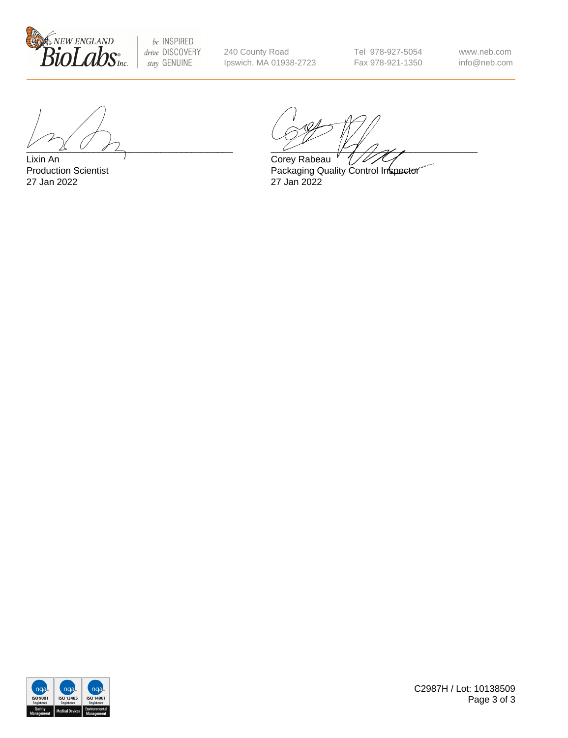Lixin An
Production Scientist
27 Jan 2022

Corey Rabeau
Packaging Quality Control Inspector
27 Jan 2022

C2987H / Lot: 10138509